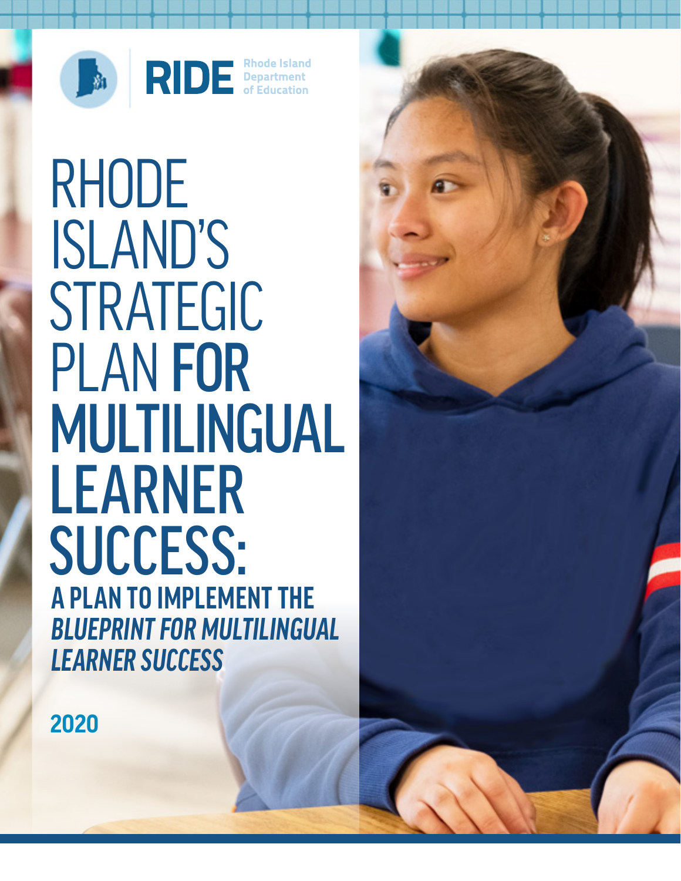RIDE Rhode Island Department of Education

# RHODE ISLAND'S STRATEGIC PLAN FOR MULTILINGUAL LEARNER SUCCESS:

## A PLAN TO IMPLEMENT THE *BLUEPRINT FOR MULTILINGUAL LEARNER SUCCESS*

2020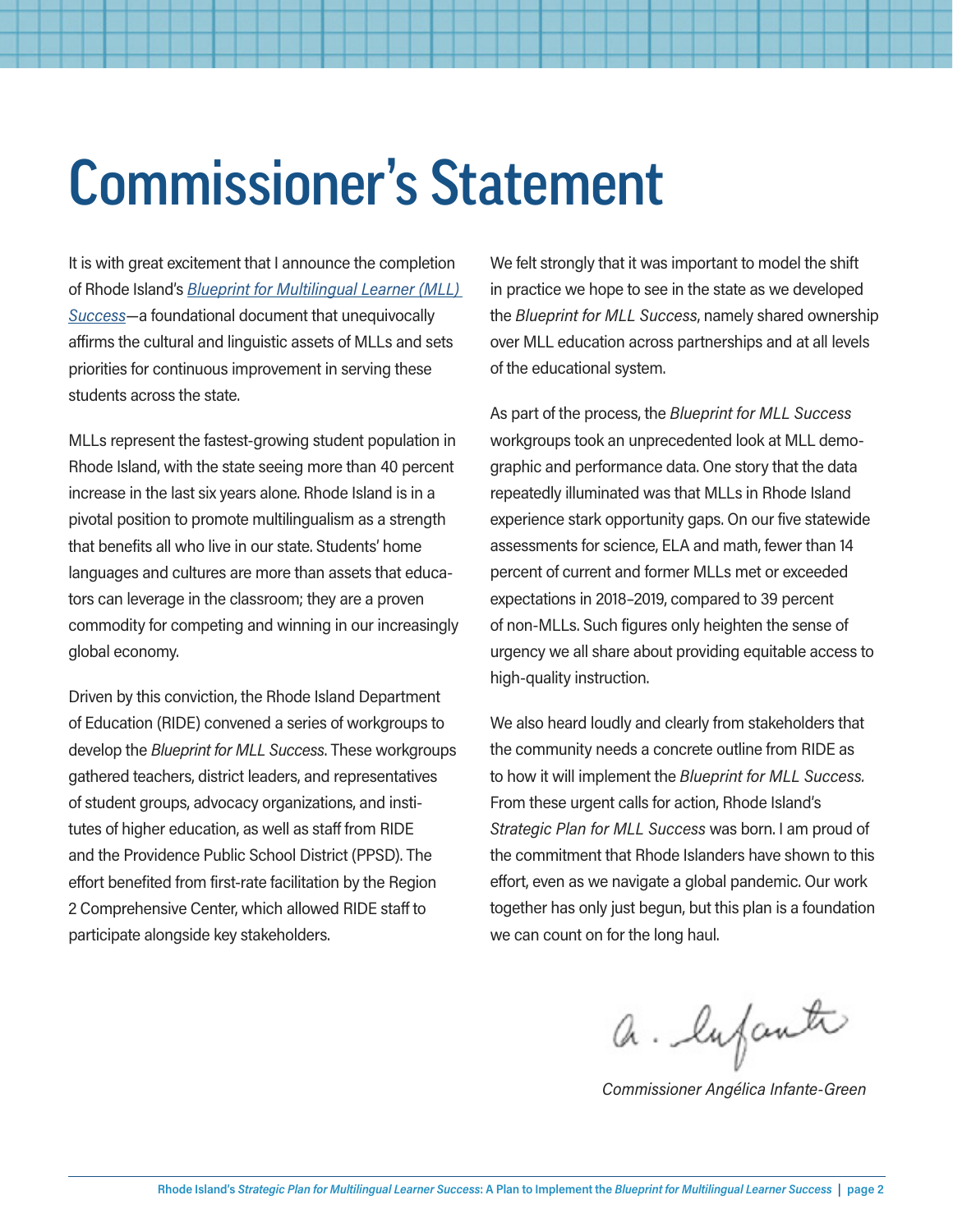# Commissioner's Statement

It is with great excitement that I announce the completion of Rhode Island's *Blueprint for Multilingual Learner (MLL) Success*—a foundational document that unequivocally affirms the cultural and linguistic assets of MLLs and sets priorities for continuous improvement in serving these students across the state.

MLLs represent the fastest-growing student population in Rhode Island, with the state seeing more than 40 percent increase in the last six years alone. Rhode Island is in a pivotal position to promote multilingualism as a strength that benefits all who live in our state. Students' home languages and cultures are more than assets that educators can leverage in the classroom; they are a proven commodity for competing and winning in our increasingly global economy.

Driven by this conviction, the Rhode Island Department of Education (RIDE) convened a series of workgroups to develop the *Blueprint for MLL Success*. These workgroups gathered teachers, district leaders, and representatives of student groups, advocacy organizations, and institutes of higher education, as well as staff from RIDE and the Providence Public School District (PPSD). The effort benefited from first-rate facilitation by the Region 2 Comprehensive Center, which allowed RIDE staff to participate alongside key stakeholders.

We felt strongly that it was important to model the shift in practice we hope to see in the state as we developed the *Blueprint for MLL Success*, namely shared ownership over MLL education across partnerships and at all levels of the educational system.

As part of the process, the *Blueprint for MLL Success* workgroups took an unprecedented look at MLL demographic and performance data. One story that the data repeatedly illuminated was that MLLs in Rhode Island experience stark opportunity gaps. On our five statewide assessments for science, ELA and math, fewer than 14 percent of current and former MLLs met or exceeded expectations in 2018–2019, compared to 39 percent of non-MLLs. Such figures only heighten the sense of urgency we all share about providing equitable access to high-quality instruction.

We also heard loudly and clearly from stakeholders that the community needs a concrete outline from RIDE as to how it will implement the *Blueprint for MLL Success.* From these urgent calls for action, Rhode Island's *Strategic Plan for MLL Success* was born. I am proud of the commitment that Rhode Islanders have shown to this effort, even as we navigate a global pandemic. Our work together has only just begun, but this plan is a foundation we can count on for the long haul.

A. Infante

*Commissioner Angélica Infante-Green*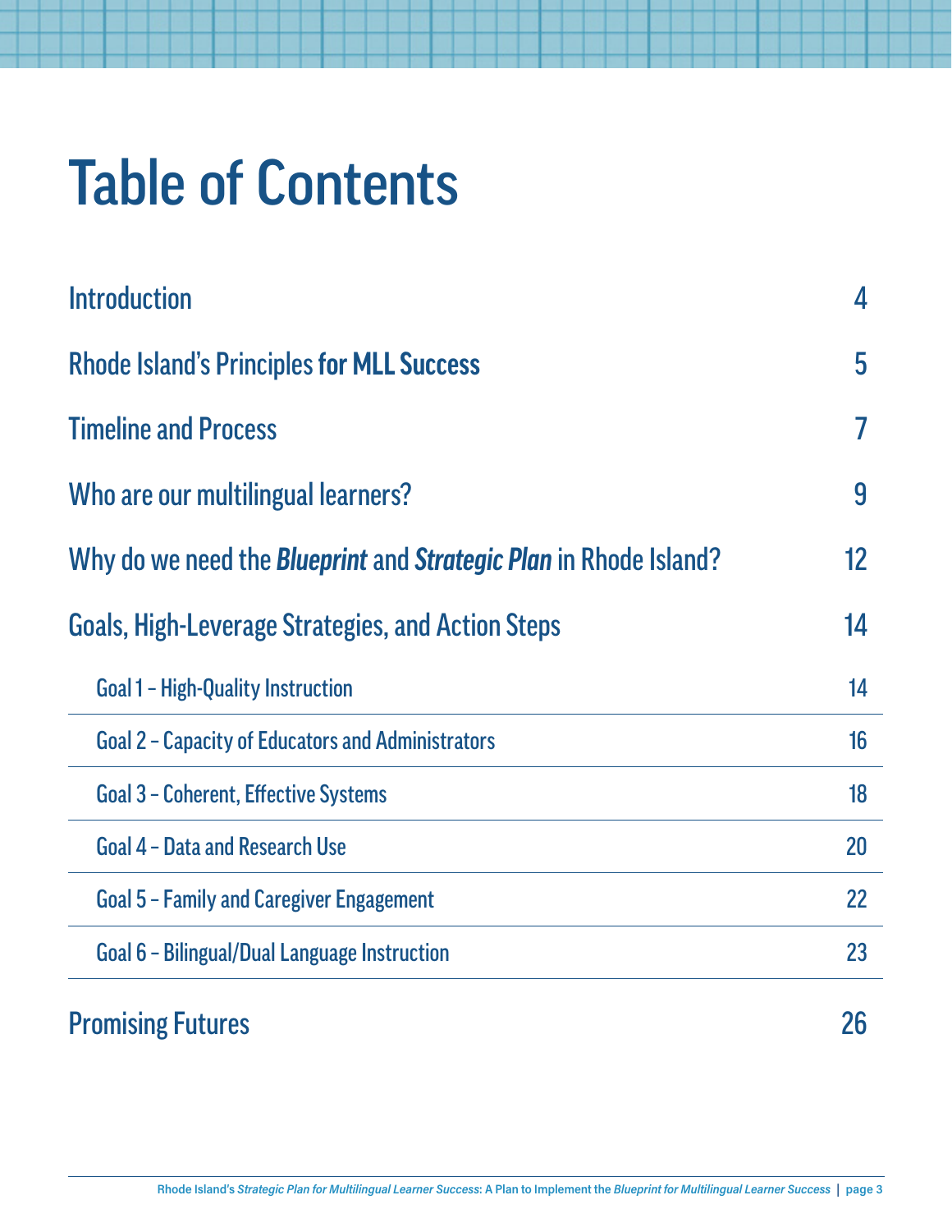# Table of Contents

| | |
|---|---|
| Introduction | 4 |
| Rhode Island's Principles **for MLL Success** | 5 |
| Timeline and Process | 7 |
| Who are our multilingual learners? | 9 |
| Why do we need the ***Blueprint*** and ***Strategic Plan*** in Rhode Island? | 12 |
| Goals, High-Leverage Strategies, and Action Steps | 14 |
| Goal 1 – High-Quality Instruction | 14 |
| Goal 2 – Capacity of Educators and Administrators | 16 |
| Goal 3 – Coherent, Effective Systems | 18 |
| Goal 4 – Data and Research Use | 20 |
| Goal 5 – Family and Caregiver Engagement | 22 |
| Goal 6 – Bilingual/Dual Language Instruction | 23 |
| Promising Futures | 26 |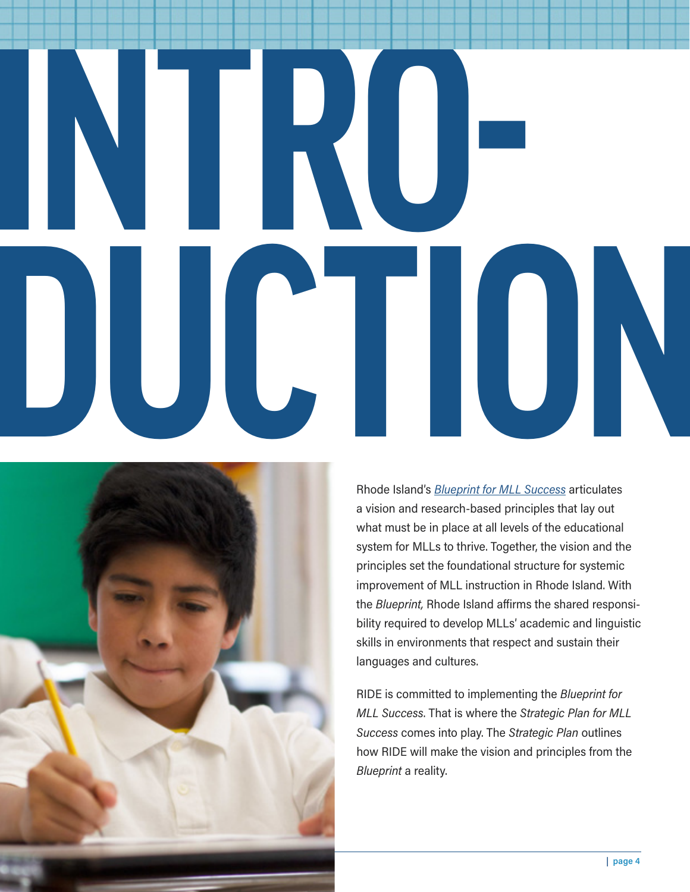# INTRODUCTION

Rhode Island's *Blueprint for MLL Success* articulates a vision and research-based principles that lay out what must be in place at all levels of the educational system for MLLs to thrive. Together, the vision and the principles set the foundational structure for systemic improvement of MLL instruction in Rhode Island. With the *Blueprint,* Rhode Island affirms the shared responsibility required to develop MLLs' academic and linguistic skills in environments that respect and sustain their languages and cultures.

RIDE is committed to implementing the *Blueprint for MLL Success*. That is where the *Strategic Plan for MLL Success* comes into play. The *Strategic Plan* outlines how RIDE will make the vision and principles from the *Blueprint* a reality.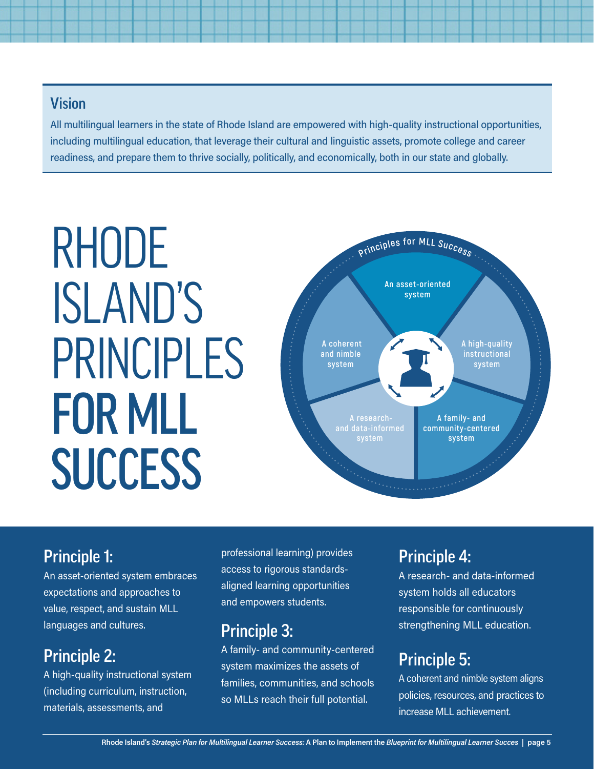## Vision

All multilingual learners in the state of Rhode Island are empowered with high-quality instructional opportunities, including multilingual education, that leverage their cultural and linguistic assets, promote college and career readiness, and prepare them to thrive socially, politically, and economically, both in our state and globally.

# RHODE ISLAND'S PRINCIPLES FOR MLL SUCCESS

Principles for MLL Success

- An asset-oriented system
- A high-quality instructional system
- A family- and community-centered system
- A research- and data-informed system
- A coherent and nimble system

## Principle 1:

An asset-oriented system embraces expectations and approaches to value, respect, and sustain MLL languages and cultures.

## Principle 2:

A high-quality instructional system (including curriculum, instruction, materials, assessments, and professional learning) provides access to rigorous standards-aligned learning opportunities and empowers students.

## Principle 3:

A family- and community-centered system maximizes the assets of families, communities, and schools so MLLs reach their full potential.

## Principle 4:

A research- and data-informed system holds all educators responsible for continuously strengthening MLL education.

## Principle 5:

A coherent and nimble system aligns policies, resources, and practices to increase MLL achievement.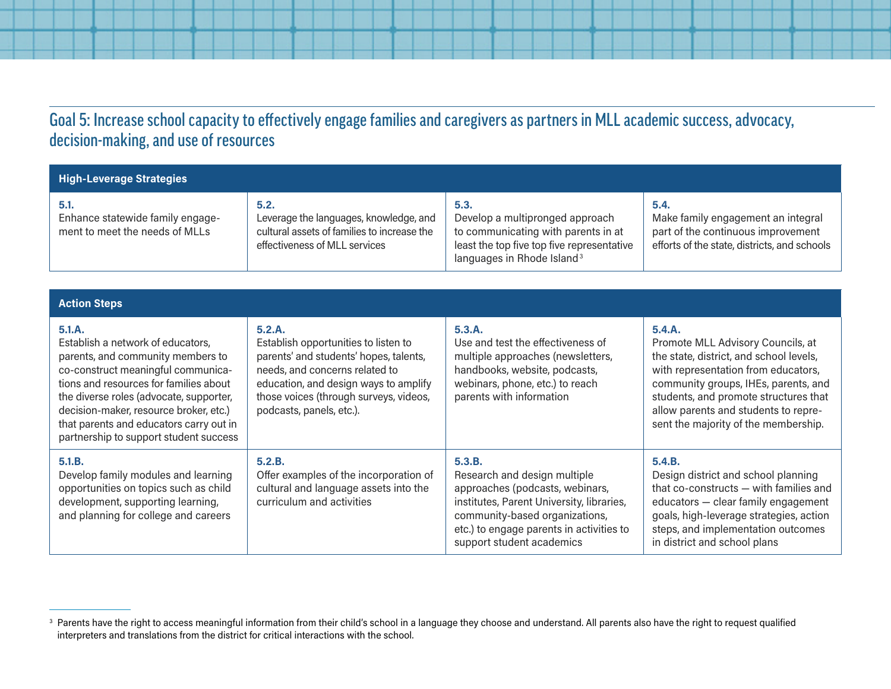## Goal 5: Increase school capacity to effectively engage families and caregivers as partners in MLL academic success, advocacy, decision-making, and use of resources

| High-Leverage Strategies | | | |
|---|---|---|---|
| **5.1.** Enhance statewide family engagement to meet the needs of MLLs | **5.2.** Leverage the languages, knowledge, and cultural assets of families to increase the effectiveness of MLL services | **5.3.** Develop a multipronged approach to communicating with parents in at least the top five top five representative languages in Rhode Island[3] | **5.4.** Make family engagement an integral part of the continuous improvement efforts of the state, districts, and schools |

| Action Steps | | | |
|---|---|---|---|
| **5.1.A.** Establish a network of educators, parents, and community members to co-construct meaningful communications and resources for families about the diverse roles (advocate, supporter, decision-maker, resource broker, etc.) that parents and educators carry out in partnership to support student success | **5.2.A.** Establish opportunities to listen to parents' and students' hopes, talents, needs, and concerns related to education, and design ways to amplify those voices (through surveys, videos, podcasts, panels, etc.). | **5.3.A.** Use and test the effectiveness of multiple approaches (newsletters, handbooks, website, podcasts, webinars, phone, etc.) to reach parents with information | **5.4.A.** Promote MLL Advisory Councils, at the state, district, and school levels, with representation from educators, community groups, IHEs, parents, and students, and promote structures that allow parents and students to represent the majority of the membership. |
| **5.1.B.** Develop family modules and learning opportunities on topics such as child development, supporting learning, and planning for college and careers | **5.2.B.** Offer examples of the incorporation of cultural and language assets into the curriculum and activities | **5.3.B.** Research and design multiple approaches (podcasts, webinars, institutes, Parent University, libraries, community-based organizations, etc.) to engage parents in activities to support student academics | **5.4.B.** Design district and school planning that co-constructs — with families and educators — clear family engagement goals, high-leverage strategies, action steps, and implementation outcomes in district and school plans |

[3] Parents have the right to access meaningful information from their child's school in a language they choose and understand. All parents also have the right to request qualified interpreters and translations from the district for critical interactions with the school.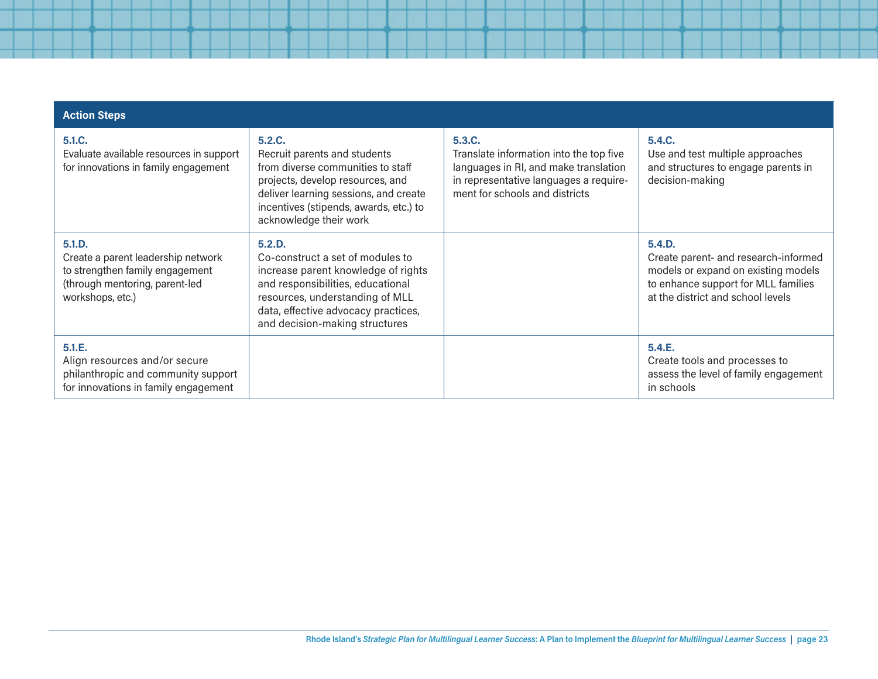| Action Steps | | | |
|---|---|---|---|
| **5.1.C.** Evaluate available resources in support for innovations in family engagement | **5.2.C.** Recruit parents and students from diverse communities to staff projects, develop resources, and deliver learning sessions, and create incentives (stipends, awards, etc.) to acknowledge their work | **5.3.C.** Translate information into the top five languages in RI, and make translation in representative languages a requirement for schools and districts | **5.4.C.** Use and test multiple approaches and structures to engage parents in decision-making |
| **5.1.D.** Create a parent leadership network to strengthen family engagement (through mentoring, parent-led workshops, etc.) | **5.2.D.** Co-construct a set of modules to increase parent knowledge of rights and responsibilities, educational resources, understanding of MLL data, effective advocacy practices, and decision-making structures | | **5.4.D.** Create parent- and research-informed models or expand on existing models to enhance support for MLL families at the district and school levels |
| **5.1.E.** Align resources and/or secure philanthropic and community support for innovations in family engagement | | | **5.4.E.** Create tools and processes to assess the level of family engagement in schools |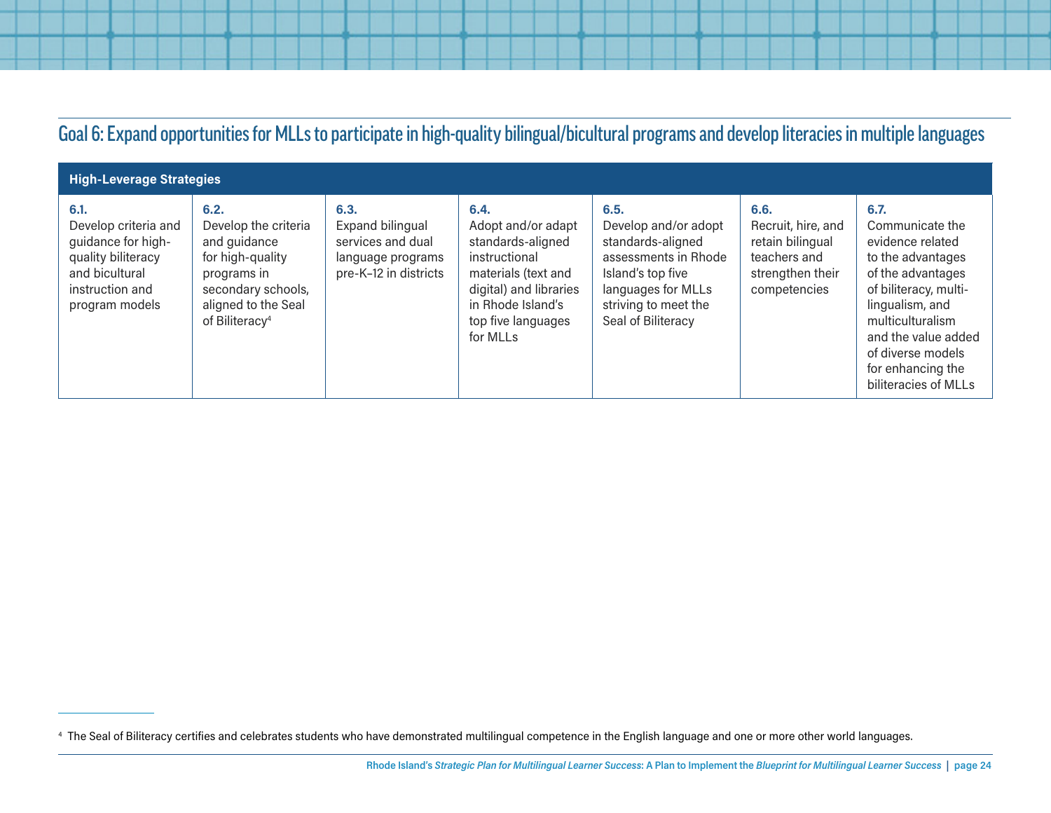## Goal 6: Expand opportunities for MLLs to participate in high-quality bilingual/bicultural programs and develop literacies in multiple languages

| High-Leverage Strategies | | | | | | |
|---|---|---|---|---|---|---|
| **6.1.** Develop criteria and guidance for high-quality biliteracy and bicultural instruction and program models | **6.2.** Develop the criteria and guidance for high-quality programs in secondary schools, aligned to the Seal of Biliteracy[4] | **6.3.** Expand bilingual services and dual language programs pre-K–12 in districts | **6.4.** Adopt and/or adapt standards-aligned instructional materials (text and digital) and libraries in Rhode Island's top five languages for MLLs | **6.5.** Develop and/or adopt standards-aligned assessments in Rhode Island's top five languages for MLLs striving to meet the Seal of Biliteracy | **6.6.** Recruit, hire, and retain bilingual teachers and strengthen their competencies | **6.7.** Communicate the evidence related to the advantages of the advantages of biliteracy, multi-lingualism, and multiculturalism and the value added of diverse models for enhancing the biliteracies of MLLs |

[4] The Seal of Biliteracy certifies and celebrates students who have demonstrated multilingual competence in the English language and one or more other world languages.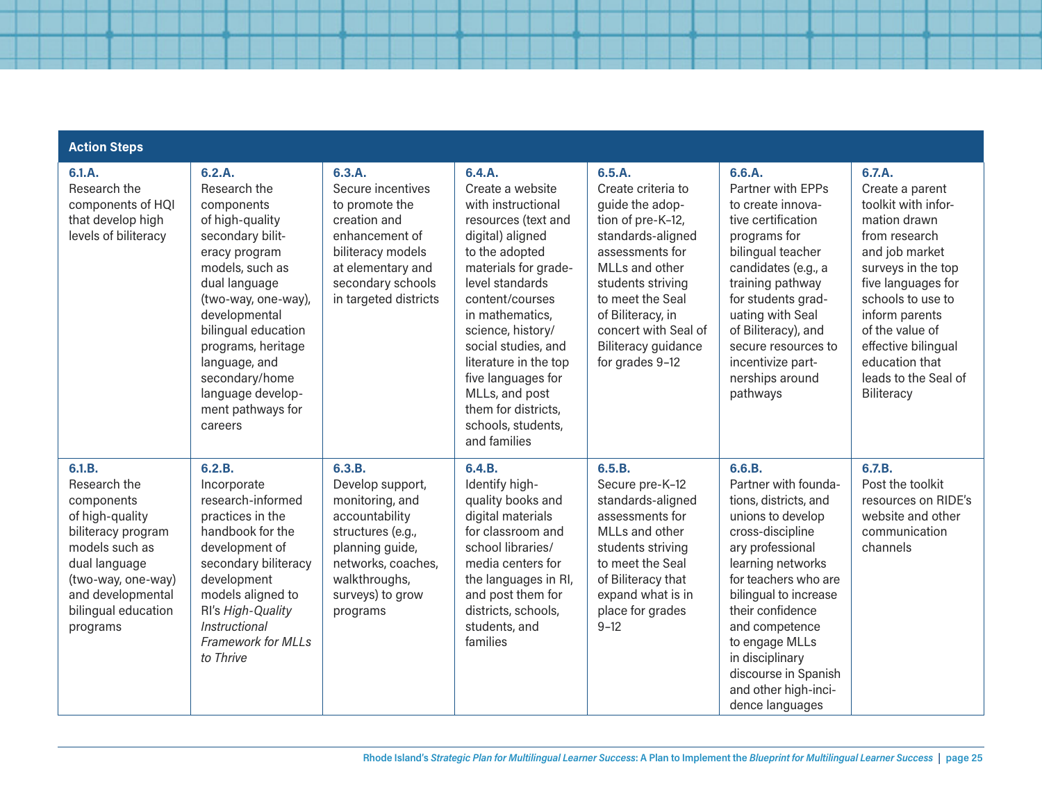| Action Steps | | | | | | |
|---|---|---|---|---|---|---|
| **6.1.A.** Research the components of HQI that develop high levels of biliteracy | **6.2.A.** Research the components of high-quality secondary biliteracy program models, such as dual language (two-way, one-way), developmental bilingual education programs, heritage language, and secondary/home language development pathways for careers | **6.3.A.** Secure incentives to promote the creation and enhancement of biliteracy models at elementary and secondary schools in targeted districts | **6.4.A.** Create a website with instructional resources (text and digital) aligned to the adopted materials for grade-level standards content/courses in mathematics, science, history/ social studies, and literature in the top five languages for MLLs, and post them for districts, schools, students, and families | **6.5.A.** Create criteria to guide the adoption of pre-K–12, standards-aligned assessments for MLLs and other students striving to meet the Seal of Biliteracy, in concert with Seal of Biliteracy guidance for grades 9–12 | **6.6.A.** Partner with EPPs to create innovative certification programs for bilingual teacher candidates (e.g., a training pathway for students graduating with Seal of Biliteracy), and secure resources to incentivize partnerships around pathways | **6.7.A.** Create a parent toolkit with information drawn from research and job market surveys in the top five languages for schools to use to inform parents of the value of effective bilingual education that leads to the Seal of Biliteracy |
| **6.1.B.** Research the components of high-quality biliteracy program models such as dual language (two-way, one-way) and developmental bilingual education programs | **6.2.B.** Incorporate research-informed practices in the handbook for the development of secondary biliteracy development models aligned to RI's *High-Quality Instructional Framework for MLLs to Thrive* | **6.3.B.** Develop support, monitoring, and accountability structures (e.g., planning guide, networks, coaches, walkthroughs, surveys) to grow programs | **6.4.B.** Identify high-quality books and digital materials for classroom and school libraries/ media centers for the languages in RI, and post them for districts, schools, students, and families | **6.5.B.** Secure pre-K–12 standards-aligned assessments for MLLs and other students striving to meet the Seal of Biliteracy that expand what is in place for grades 9–12 | **6.6.B.** Partner with foundations, districts, and unions to develop cross-disciplinary professional learning networks for teachers who are bilingual to increase their confidence and competence to engage MLLs in disciplinary discourse in Spanish and other high-incidence languages | **6.7.B.** Post the toolkit resources on RIDE's website and other communication channels |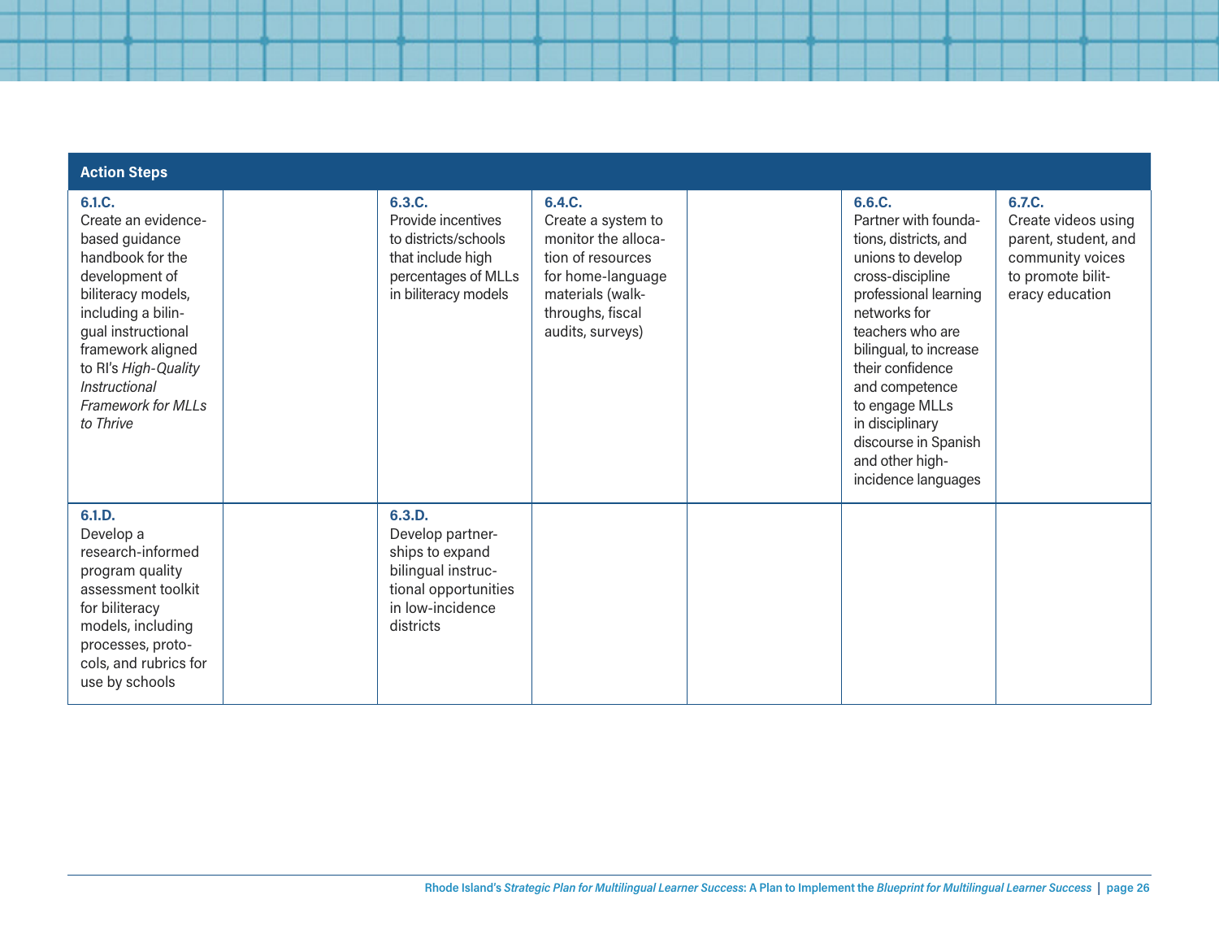| Action Steps | | | | | | |
|---|---|---|---|---|---|---|
| **6.1.C.** Create an evidence-based guidance handbook for the development of biliteracy models, including a bilingual instructional framework aligned to RI's *High-Quality Instructional Framework for MLLs to Thrive* | | **6.3.C.** Provide incentives to districts/schools that include high percentages of MLLs in biliteracy models | **6.4.C.** Create a system to monitor the allocation of resources for home-language materials (walk-throughs, fiscal audits, surveys) | | **6.6.C.** Partner with foundations, districts, and unions to develop cross-discipline professional learning networks for teachers who are bilingual, to increase their confidence and competence to engage MLLs in disciplinary discourse in Spanish and other high-incidence languages | **6.7.C.** Create videos using parent, student, and community voices to promote biliteracy education |
| **6.1.D.** Develop a research-informed program quality assessment toolkit for biliteracy models, including processes, protocols, and rubrics for use by schools | | **6.3.D.** Develop partnerships to expand bilingual instructional opportunities in low-incidence districts | | | | |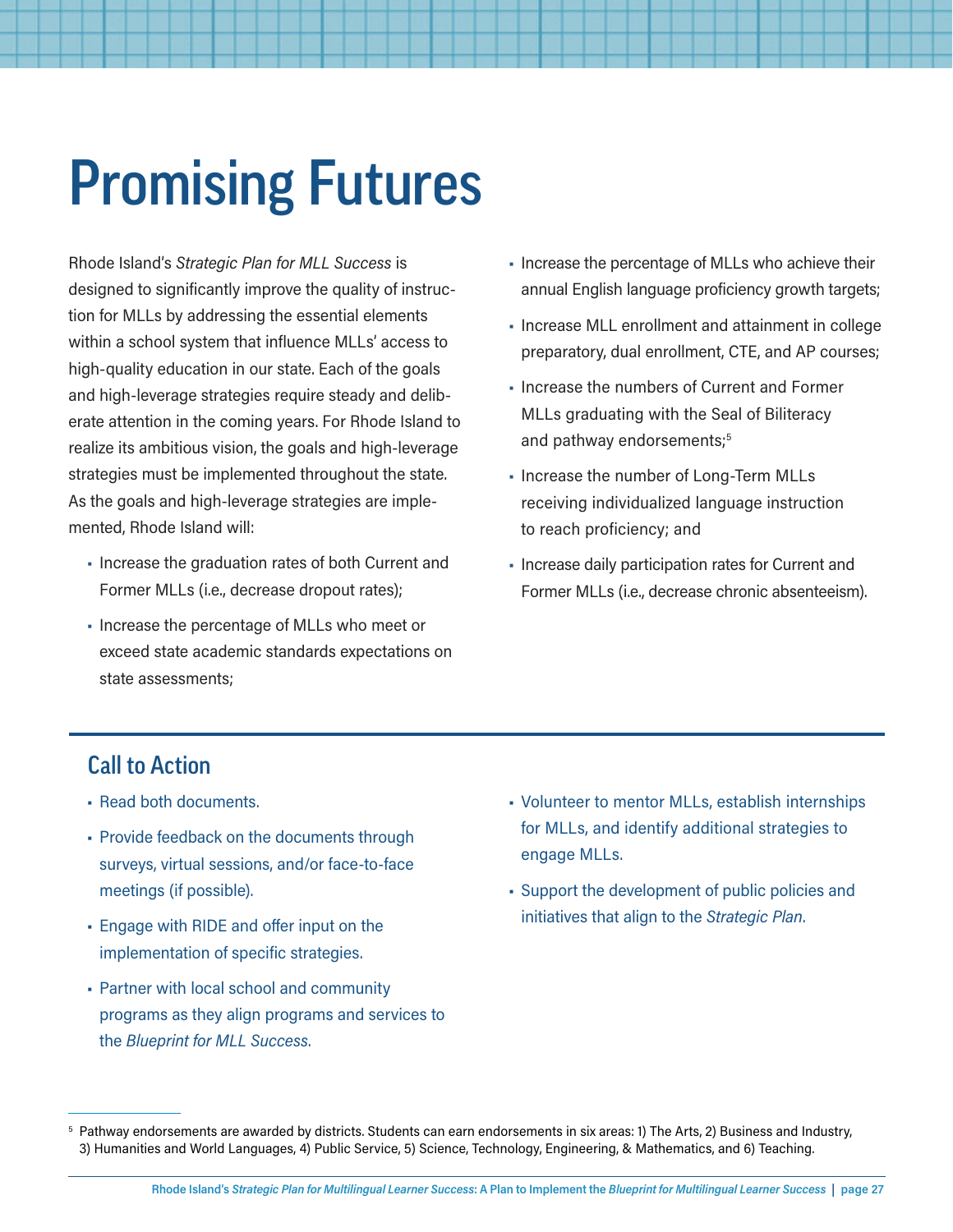# Promising Futures

Rhode Island's *Strategic Plan for MLL Success* is designed to significantly improve the quality of instruction for MLLs by addressing the essential elements within a school system that influence MLLs' access to high-quality education in our state. Each of the goals and high-leverage strategies require steady and deliberate attention in the coming years. For Rhode Island to realize its ambitious vision, the goals and high-leverage strategies must be implemented throughout the state. As the goals and high-leverage strategies are implemented, Rhode Island will:

- Increase the graduation rates of both Current and Former MLLs (i.e., decrease dropout rates);
- Increase the percentage of MLLs who meet or exceed state academic standards expectations on state assessments;
- Increase the percentage of MLLs who achieve their annual English language proficiency growth targets;
- Increase MLL enrollment and attainment in college preparatory, dual enrollment, CTE, and AP courses;
- Increase the numbers of Current and Former MLLs graduating with the Seal of Biliteracy and pathway endorsements;[5]
- Increase the number of Long-Term MLLs receiving individualized language instruction to reach proficiency; and
- Increase daily participation rates for Current and Former MLLs (i.e., decrease chronic absenteeism).

## Call to Action

- Read both documents.
- Provide feedback on the documents through surveys, virtual sessions, and/or face-to-face meetings (if possible).
- Engage with RIDE and offer input on the implementation of specific strategies.
- Partner with local school and community programs as they align programs and services to the *Blueprint for MLL Success*.
- Volunteer to mentor MLLs, establish internships for MLLs, and identify additional strategies to engage MLLs.
- Support the development of public policies and initiatives that align to the *Strategic Plan*.

---

[5] Pathway endorsements are awarded by districts. Students can earn endorsements in six areas: 1) The Arts, 2) Business and Industry, 3) Humanities and World Languages, 4) Public Service, 5) Science, Technology, Engineering, & Mathematics, and 6) Teaching.